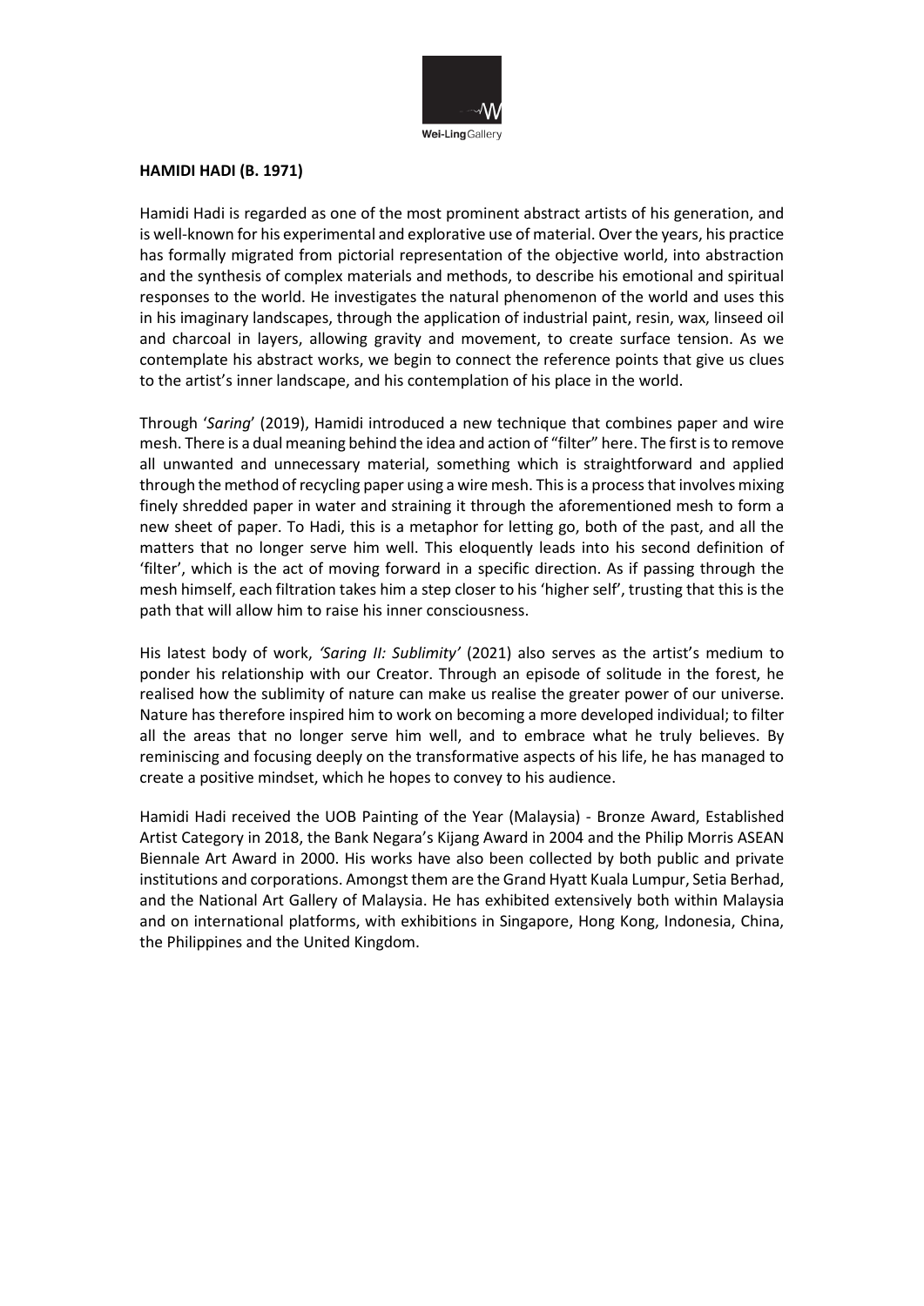**HAMIDI HADI (B. 1971)**

Hamidi Hadi is regarded as one of the most prominent abstract artists of his generation, and is well-known for his experimental and explorative use of material. Over the years, his practice has formally migrated from pictorial representation of the objective world, into abstraction and the synthesis of complex materials and methods, to describe his emotional and spiritual responses to the world. He investigates the natural phenomenon of the world and uses this in his imaginary landscapes, through the application of industrial paint, resin, wax, linseed oil and charcoal in layers, allowing gravity and movement, to create surface tension. As we contemplate his abstract works, we begin to connect the reference points that give us clues to the artist's inner landscape, and his contemplation of his place in the world.

Through '*Saring*' (2019), Hamidi introduced a new technique that combines paper and wire mesh. There is a dual meaning behind the idea and action of "filter" here. The first is to remove all unwanted and unnecessary material, something which is straightforward and applied through the method of recycling paper using a wire mesh. This is a process that involves mixing finely shredded paper in water and straining it through the aforementioned mesh to form a new sheet of paper. To Hadi, this is a metaphor for letting go, both of the past, and all the matters that no longer serve him well. This eloquently leads into his second definition of 'filter', which is the act of moving forward in a specific direction. As if passing through the mesh himself, each filtration takes him a step closer to his 'higher self', trusting that this is the path that will allow him to raise his inner consciousness.

His latest body of work, *'Saring II: Sublimity'* (2021) also serves as the artist's medium to ponder his relationship with our Creator. Through an episode of solitude in the forest, he realised how the sublimity of nature can make us realise the greater power of our universe. Nature has therefore inspired him to work on becoming a more developed individual; to filter all the areas that no longer serve him well, and to embrace what he truly believes. By reminiscing and focusing deeply on the transformative aspects of his life, he has managed to create a positive mindset, which he hopes to convey to his audience.

Hamidi Hadi received the UOB Painting of the Year (Malaysia) - Bronze Award, Established Artist Category in 2018, the Bank Negara's Kijang Award in 2004 and the Philip Morris ASEAN Biennale Art Award in 2000. His works have also been collected by both public and private institutions and corporations. Amongst them are the Grand Hyatt Kuala Lumpur, Setia Berhad, and the National Art Gallery of Malaysia. He has exhibited extensively both within Malaysia and on international platforms, with exhibitions in Singapore, Hong Kong, Indonesia, China, the Philippines and the United Kingdom.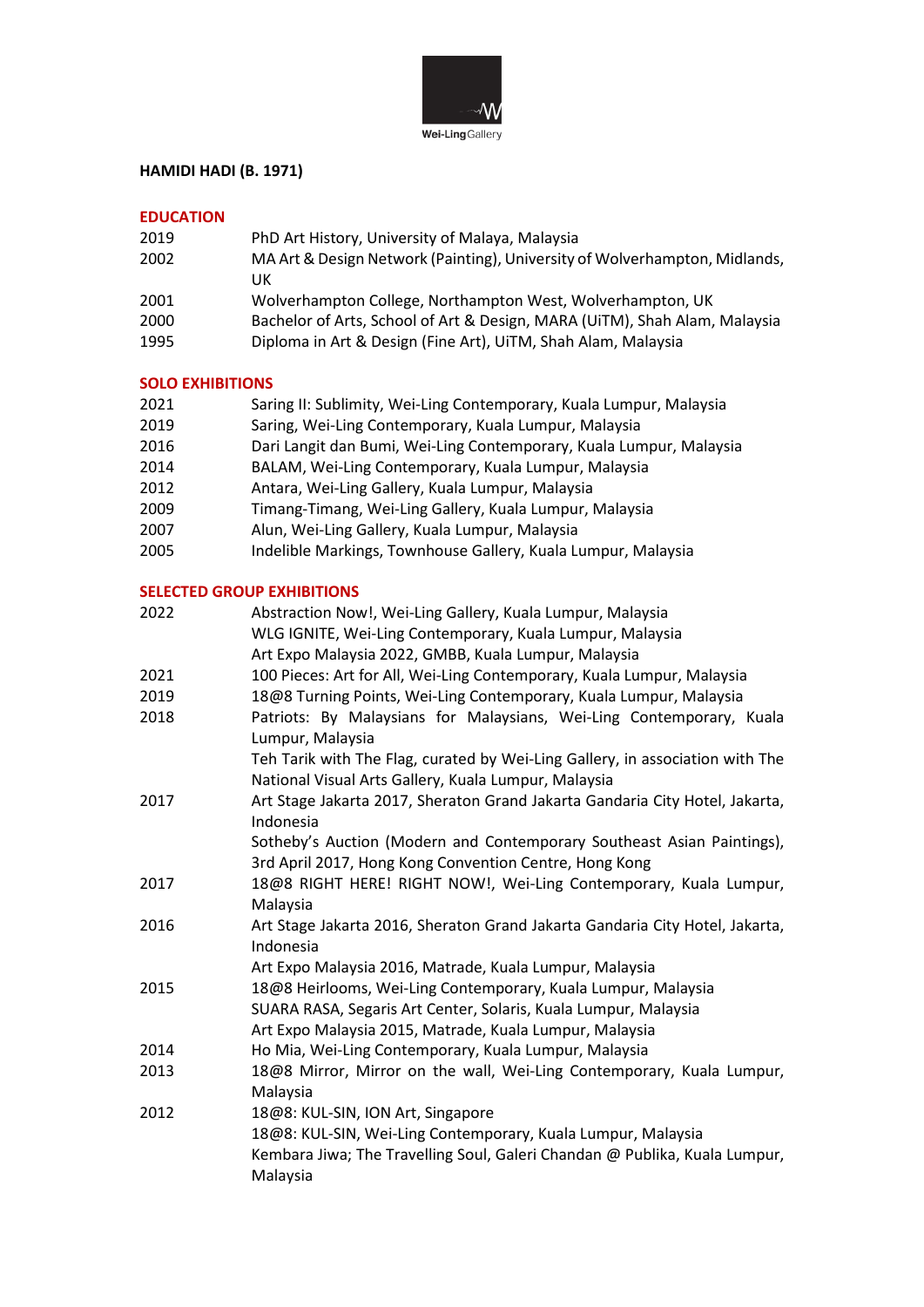# HAMIDI HADI (B. 1971)

## EDUCATION

| | |
|---|---|
| 2019 | PhD Art History, University of Malaya, Malaysia |
| 2002 | MA Art & Design Network (Painting), University of Wolverhampton, Midlands, UK |
| 2001 | Wolverhampton College, Northampton West, Wolverhampton, UK |
| 2000 | Bachelor of Arts, School of Art & Design, MARA (UiTM), Shah Alam, Malaysia |
| 1995 | Diploma in Art & Design (Fine Art), UiTM, Shah Alam, Malaysia |

## SOLO EXHIBITIONS

| | |
|---|---|
| 2021 | Saring II: Sublimity, Wei-Ling Contemporary, Kuala Lumpur, Malaysia |
| 2019 | Saring, Wei-Ling Contemporary, Kuala Lumpur, Malaysia |
| 2016 | Dari Langit dan Bumi, Wei-Ling Contemporary, Kuala Lumpur, Malaysia |
| 2014 | BALAM, Wei-Ling Contemporary, Kuala Lumpur, Malaysia |
| 2012 | Antara, Wei-Ling Gallery, Kuala Lumpur, Malaysia |
| 2009 | Timang-Timang, Wei-Ling Gallery, Kuala Lumpur, Malaysia |
| 2007 | Alun, Wei-Ling Gallery, Kuala Lumpur, Malaysia |
| 2005 | Indelible Markings, Townhouse Gallery, Kuala Lumpur, Malaysia |

## SELECTED GROUP EXHIBITIONS

| | |
|---|---|
| 2022 | Abstraction Now!, Wei-Ling Gallery, Kuala Lumpur, Malaysia |
| | WLG IGNITE, Wei-Ling Contemporary, Kuala Lumpur, Malaysia |
| | Art Expo Malaysia 2022, GMBB, Kuala Lumpur, Malaysia |
| 2021 | 100 Pieces: Art for All, Wei-Ling Contemporary, Kuala Lumpur, Malaysia |
| 2019 | 18@8 Turning Points, Wei-Ling Contemporary, Kuala Lumpur, Malaysia |
| 2018 | Patriots: By Malaysians for Malaysians, Wei-Ling Contemporary, Kuala Lumpur, Malaysia |
| | Teh Tarik with The Flag, curated by Wei-Ling Gallery, in association with The National Visual Arts Gallery, Kuala Lumpur, Malaysia |
| 2017 | Art Stage Jakarta 2017, Sheraton Grand Jakarta Gandaria City Hotel, Jakarta, Indonesia |
| | Sotheby's Auction (Modern and Contemporary Southeast Asian Paintings), 3rd April 2017, Hong Kong Convention Centre, Hong Kong |
| 2017 | 18@8 RIGHT HERE! RIGHT NOW!, Wei-Ling Contemporary, Kuala Lumpur, Malaysia |
| 2016 | Art Stage Jakarta 2016, Sheraton Grand Jakarta Gandaria City Hotel, Jakarta, Indonesia |
| | Art Expo Malaysia 2016, Matrade, Kuala Lumpur, Malaysia |
| 2015 | 18@8 Heirlooms, Wei-Ling Contemporary, Kuala Lumpur, Malaysia |
| | SUARA RASA, Segaris Art Center, Solaris, Kuala Lumpur, Malaysia |
| | Art Expo Malaysia 2015, Matrade, Kuala Lumpur, Malaysia |
| 2014 | Ho Mia, Wei-Ling Contemporary, Kuala Lumpur, Malaysia |
| 2013 | 18@8 Mirror, Mirror on the wall, Wei-Ling Contemporary, Kuala Lumpur, Malaysia |
| 2012 | 18@8: KUL-SIN, ION Art, Singapore |
| | 18@8: KUL-SIN, Wei-Ling Contemporary, Kuala Lumpur, Malaysia |
| | Kembara Jiwa; The Travelling Soul, Galeri Chandan @ Publika, Kuala Lumpur, Malaysia |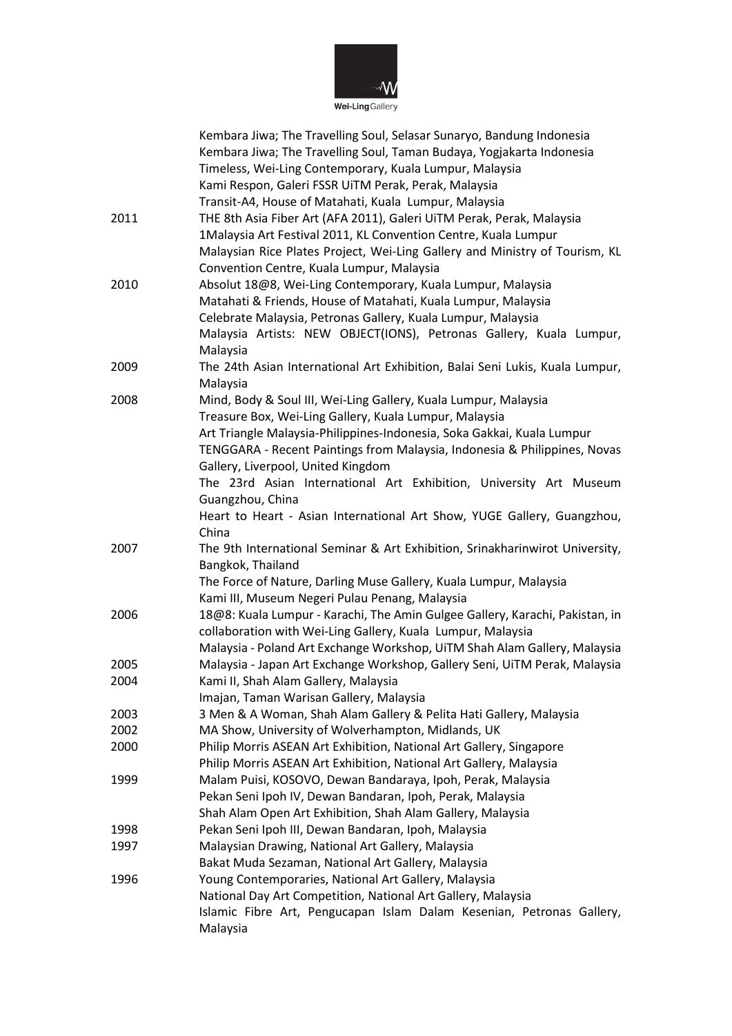| | |
|---|---|
| | Kembara Jiwa; The Travelling Soul, Selasar Sunaryo, Bandung Indonesia |
| | Kembara Jiwa; The Travelling Soul, Taman Budaya, Yogjakarta Indonesia |
| | Timeless, Wei-Ling Contemporary, Kuala Lumpur, Malaysia |
| | Kami Respon, Galeri FSSR UiTM Perak, Perak, Malaysia |
| | Transit-A4, House of Matahati, Kuala Lumpur, Malaysia |
| 2011 | THE 8th Asia Fiber Art (AFA 2011), Galeri UiTM Perak, Perak, Malaysia |
| | 1Malaysia Art Festival 2011, KL Convention Centre, Kuala Lumpur |
| | Malaysian Rice Plates Project, Wei-Ling Gallery and Ministry of Tourism, KL Convention Centre, Kuala Lumpur, Malaysia |
| 2010 | Absolut 18@8, Wei-Ling Contemporary, Kuala Lumpur, Malaysia |
| | Matahati & Friends, House of Matahati, Kuala Lumpur, Malaysia |
| | Celebrate Malaysia, Petronas Gallery, Kuala Lumpur, Malaysia |
| | Malaysia Artists: NEW OBJECT(IONS), Petronas Gallery, Kuala Lumpur, Malaysia |
| 2009 | The 24th Asian International Art Exhibition, Balai Seni Lukis, Kuala Lumpur, Malaysia |
| 2008 | Mind, Body & Soul III, Wei-Ling Gallery, Kuala Lumpur, Malaysia |
| | Treasure Box, Wei-Ling Gallery, Kuala Lumpur, Malaysia |
| | Art Triangle Malaysia-Philippines-Indonesia, Soka Gakkai, Kuala Lumpur |
| | TENGGARA - Recent Paintings from Malaysia, Indonesia & Philippines, Novas Gallery, Liverpool, United Kingdom |
| | The 23rd Asian International Art Exhibition, University Art Museum Guangzhou, China |
| | Heart to Heart - Asian International Art Show, YUGE Gallery, Guangzhou, China |
| 2007 | The 9th International Seminar & Art Exhibition, Srinakharinwirot University, Bangkok, Thailand |
| | The Force of Nature, Darling Muse Gallery, Kuala Lumpur, Malaysia |
| | Kami III, Museum Negeri Pulau Penang, Malaysia |
| 2006 | 18@8: Kuala Lumpur - Karachi, The Amin Gulgee Gallery, Karachi, Pakistan, in collaboration with Wei-Ling Gallery, Kuala Lumpur, Malaysia |
| | Malaysia - Poland Art Exchange Workshop, UiTM Shah Alam Gallery, Malaysia |
| 2005 | Malaysia - Japan Art Exchange Workshop, Gallery Seni, UiTM Perak, Malaysia |
| 2004 | Kami II, Shah Alam Gallery, Malaysia |
| | Imajan, Taman Warisan Gallery, Malaysia |
| 2003 | 3 Men & A Woman, Shah Alam Gallery & Pelita Hati Gallery, Malaysia |
| 2002 | MA Show, University of Wolverhampton, Midlands, UK |
| 2000 | Philip Morris ASEAN Art Exhibition, National Art Gallery, Singapore |
| | Philip Morris ASEAN Art Exhibition, National Art Gallery, Malaysia |
| 1999 | Malam Puisi, KOSOVO, Dewan Bandaraya, Ipoh, Perak, Malaysia |
| | Pekan Seni Ipoh IV, Dewan Bandaran, Ipoh, Perak, Malaysia |
| | Shah Alam Open Art Exhibition, Shah Alam Gallery, Malaysia |
| 1998 | Pekan Seni Ipoh III, Dewan Bandaran, Ipoh, Malaysia |
| 1997 | Malaysian Drawing, National Art Gallery, Malaysia |
| | Bakat Muda Sezaman, National Art Gallery, Malaysia |
| 1996 | Young Contemporaries, National Art Gallery, Malaysia |
| | National Day Art Competition, National Art Gallery, Malaysia |
| | Islamic Fibre Art, Pengucapan Islam Dalam Kesenian, Petronas Gallery, Malaysia |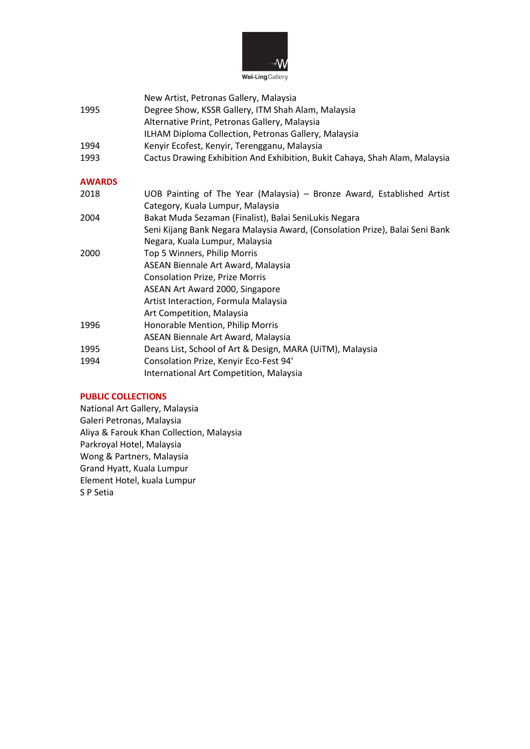| | |
|---|---|
| | New Artist, Petronas Gallery, Malaysia |
| 1995 | Degree Show, KSSR Gallery, ITM Shah Alam, Malaysia |
| | Alternative Print, Petronas Gallery, Malaysia |
| | ILHAM Diploma Collection, Petronas Gallery, Malaysia |
| 1994 | Kenyir Ecofest, Kenyir, Terengganu, Malaysia |
| 1993 | Cactus Drawing Exhibition And Exhibition, Bukit Cahaya, Shah Alam, Malaysia |

## AWARDS

| | |
|---|---|
| 2018 | UOB Painting of The Year (Malaysia) – Bronze Award, Established Artist Category, Kuala Lumpur, Malaysia |
| 2004 | Bakat Muda Sezaman (Finalist), Balai SeniLukis Negara |
| | Seni Kijang Bank Negara Malaysia Award, (Consolation Prize), Balai Seni Bank Negara, Kuala Lumpur, Malaysia |
| 2000 | Top 5 Winners, Philip Morris |
| | ASEAN Biennale Art Award, Malaysia |
| | Consolation Prize, Prize Morris |
| | ASEAN Art Award 2000, Singapore |
| | Artist Interaction, Formula Malaysia |
| | Art Competition, Malaysia |
| 1996 | Honorable Mention, Philip Morris |
| | ASEAN Biennale Art Award, Malaysia |
| 1995 | Deans List, School of Art & Design, MARA (UiTM), Malaysia |
| 1994 | Consolation Prize, Kenyir Eco-Fest 94' |
| | International Art Competition, Malaysia |

## PUBLIC COLLECTIONS

National Art Gallery, Malaysia
Galeri Petronas, Malaysia
Aliya & Farouk Khan Collection, Malaysia
Parkroyal Hotel, Malaysia
Wong & Partners, Malaysia
Grand Hyatt, Kuala Lumpur
Element Hotel, kuala Lumpur
S P Setia